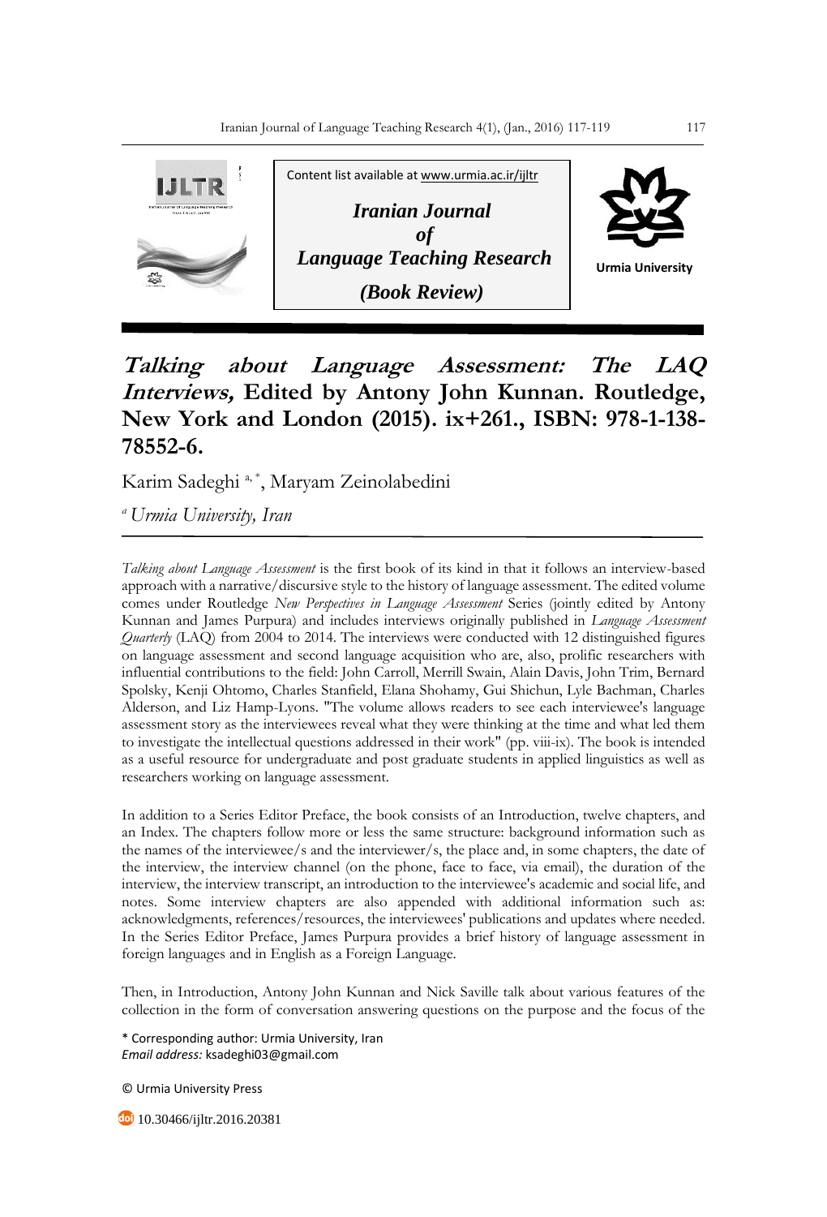Content list available at www.urmia.ac.ir/ijltr

*Iranian Journal of Language Teaching Research*

***(Book Review)***

Urmia University

# *Talking about Language Assessment: The LAQ Interviews,* Edited by Antony John Kunnan. Routledge, New York and London (2015). ix+261., ISBN: 978-1-138-78552-6.

Karim Sadeghi [a, *], Maryam Zeinolabedini

[a] *Urmia University, Iran*

*Talking about Language Assessment* is the first book of its kind in that it follows an interview-based approach with a narrative/discursive style to the history of language assessment. The edited volume comes under Routledge *New Perspectives in Language Assessment* Series (jointly edited by Antony Kunnan and James Purpura) and includes interviews originally published in *Language Assessment Quarterly* (LAQ) from 2004 to 2014. The interviews were conducted with 12 distinguished figures on language assessment and second language acquisition who are, also, prolific researchers with influential contributions to the field: John Carroll, Merrill Swain, Alain Davis, John Trim, Bernard Spolsky, Kenji Ohtomo, Charles Stanfield, Elana Shohamy, Gui Shichun, Lyle Bachman, Charles Alderson, and Liz Hamp-Lyons. "The volume allows readers to see each interviewee's language assessment story as the interviewees reveal what they were thinking at the time and what led them to investigate the intellectual questions addressed in their work" (pp. viii-ix). The book is intended as a useful resource for undergraduate and post graduate students in applied linguistics as well as researchers working on language assessment.

In addition to a Series Editor Preface, the book consists of an Introduction, twelve chapters, and an Index. The chapters follow more or less the same structure: background information such as the names of the interviewee/s and the interviewer/s, the place and, in some chapters, the date of the interview, the interview channel (on the phone, face to face, via email), the duration of the interview, the interview transcript, an introduction to the interviewee's academic and social life, and notes. Some interview chapters are also appended with additional information such as: acknowledgments, references/resources, the interviewees' publications and updates where needed. In the Series Editor Preface, James Purpura provides a brief history of language assessment in foreign languages and in English as a Foreign Language.

Then, in Introduction, Antony John Kunnan and Nick Saville talk about various features of the collection in the form of conversation answering questions on the purpose and the focus of the

\* Corresponding author: Urmia University, Iran
*Email address:* ksadeghi03@gmail.com

© Urmia University Press

10.30466/ijltr.2016.20381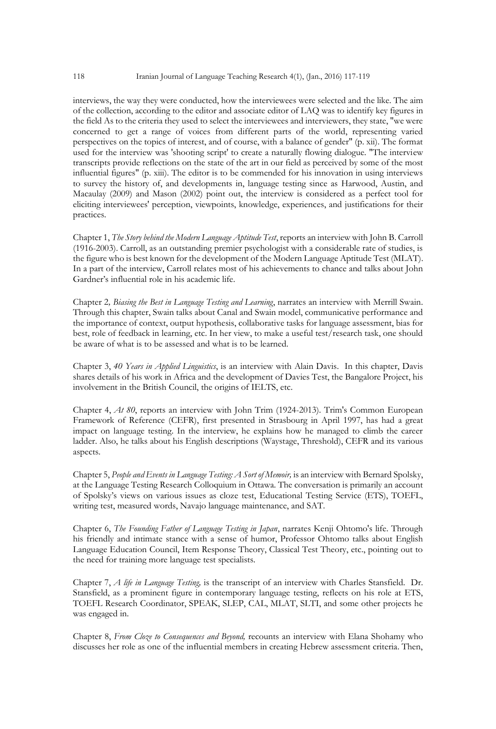interviews, the way they were conducted, how the interviewees were selected and the like. The aim of the collection, according to the editor and associate editor of LAQ was to identify key figures in the field As to the criteria they used to select the interviewees and interviewers, they state, "we were concerned to get a range of voices from different parts of the world, representing varied perspectives on the topics of interest, and of course, with a balance of gender" (p. xii). The format used for the interview was 'shooting script' to create a naturally flowing dialogue. "The interview transcripts provide reflections on the state of the art in our field as perceived by some of the most influential figures" (p. xiii). The editor is to be commended for his innovation in using interviews to survey the history of, and developments in, language testing since as Harwood, Austin, and Macaulay (2009) and Mason (2002) point out, the interview is considered as a perfect tool for eliciting interviewees' perception, viewpoints, knowledge, experiences, and justifications for their practices.

Chapter 1, *The Story behind the Modern Language Aptitude Test*, reports an interview with John B. Carroll (1916-2003). Carroll, as an outstanding premier psychologist with a considerable rate of studies, is the figure who is best known for the development of the Modern Language Aptitude Test (MLAT). In a part of the interview, Carroll relates most of his achievements to chance and talks about John Gardner's influential role in his academic life.

Chapter 2*, Biasing the Best in Language Testing and Learning*, narrates an interview with Merrill Swain. Through this chapter, Swain talks about Canal and Swain model, communicative performance and the importance of context, output hypothesis, collaborative tasks for language assessment, bias for best, role of feedback in learning, etc. In her view, to make a useful test/research task, one should be aware of what is to be assessed and what is to be learned.

Chapter 3, *40 Years in Applied Linguistics*, is an interview with Alain Davis. In this chapter, Davis shares details of his work in Africa and the development of Davies Test, the Bangalore Project, his involvement in the British Council, the origins of IELTS, etc.

Chapter 4, *At 80*, reports an interview with John Trim (1924-2013). Trim's Common European Framework of Reference (CEFR), first presented in Strasbourg in April 1997, has had a great impact on language testing. In the interview, he explains how he managed to climb the career ladder. Also, he talks about his English descriptions (Waystage, Threshold), CEFR and its various aspects.

Chapter 5, *People and Events in Language Testing: A Sort of Memoir,* is an interview with Bernard Spolsky, at the Language Testing Research Colloquium in Ottawa. The conversation is primarily an account of Spolsky's views on various issues as cloze test, Educational Testing Service (ETS), TOEFL, writing test, measured words, Navajo language maintenance, and SAT.

Chapter 6, *The Founding Father of Language Testing in Japan*, narrates Kenji Ohtomo's life. Through his friendly and intimate stance with a sense of humor, Professor Ohtomo talks about English Language Education Council, Item Response Theory, Classical Test Theory, etc., pointing out to the need for training more language test specialists.

Chapter 7, *A life in Language Testing,* is the transcript of an interview with Charles Stansfield. Dr. Stansfield, as a prominent figure in contemporary language testing, reflects on his role at ETS, TOEFL Research Coordinator, SPEAK, SLEP, CAL, MLAT, SLTI, and some other projects he was engaged in.

Chapter 8, *From Cloze to Consequences and Beyond,* recounts an interview with Elana Shohamy who discusses her role as one of the influential members in creating Hebrew assessment criteria. Then,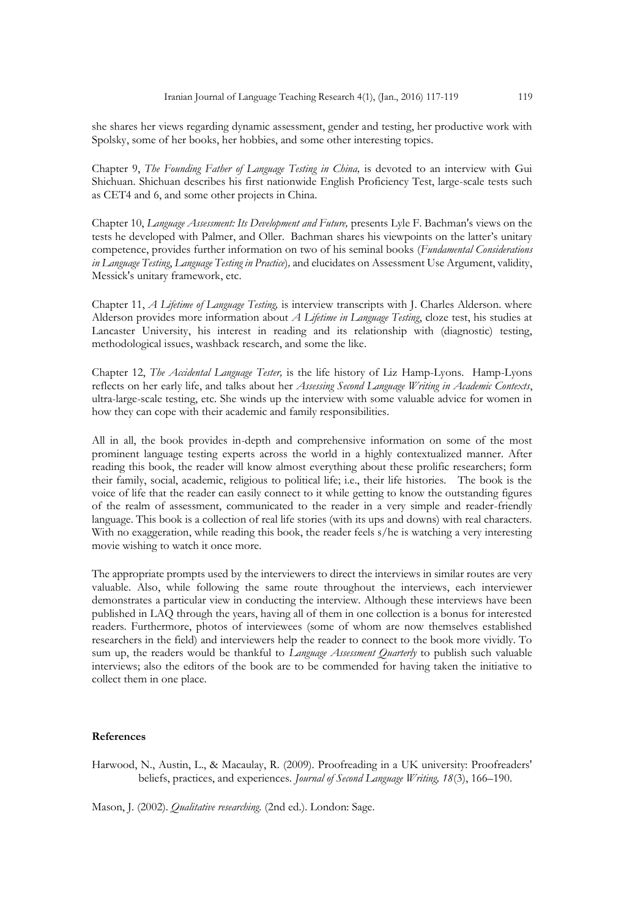she shares her views regarding dynamic assessment, gender and testing, her productive work with Spolsky, some of her books, her hobbies, and some other interesting topics.

Chapter 9, *The Founding Father of Language Testing in China,* is devoted to an interview with Gui Shichuan. Shichuan describes his first nationwide English Proficiency Test, large-scale tests such as CET4 and 6, and some other projects in China.

Chapter 10, *Language Assessment: Its Development and Future,* presents Lyle F. Bachman's views on the tests he developed with Palmer, and Oller. Bachman shares his viewpoints on the latter's unitary competence, provides further information on two of his seminal books (*Fundamental Considerations in Language Testing*, *Language Testing in Practice*), and elucidates on Assessment Use Argument, validity, Messick's unitary framework, etc.

Chapter 11, *A Lifetime of Language Testing,* is interview transcripts with J. Charles Alderson. where Alderson provides more information about *A Lifetime in Language Testing*, cloze test, his studies at Lancaster University, his interest in reading and its relationship with (diagnostic) testing, methodological issues, washback research, and some the like.

Chapter 12, *The Accidental Language Tester,* is the life history of Liz Hamp-Lyons. Hamp-Lyons reflects on her early life, and talks about her *Assessing Second Language Writing in Academic Contexts*, ultra-large-scale testing, etc. She winds up the interview with some valuable advice for women in how they can cope with their academic and family responsibilities.

All in all, the book provides in-depth and comprehensive information on some of the most prominent language testing experts across the world in a highly contextualized manner. After reading this book, the reader will know almost everything about these prolific researchers; form their family, social, academic, religious to political life; i.e., their life histories. The book is the voice of life that the reader can easily connect to it while getting to know the outstanding figures of the realm of assessment, communicated to the reader in a very simple and reader-friendly language. This book is a collection of real life stories (with its ups and downs) with real characters. With no exaggeration, while reading this book, the reader feels s/he is watching a very interesting movie wishing to watch it once more.

The appropriate prompts used by the interviewers to direct the interviews in similar routes are very valuable. Also, while following the same route throughout the interviews, each interviewer demonstrates a particular view in conducting the interview. Although these interviews have been published in LAQ through the years, having all of them in one collection is a bonus for interested readers. Furthermore, photos of interviewees (some of whom are now themselves established researchers in the field) and interviewers help the reader to connect to the book more vividly. To sum up, the readers would be thankful to *Language Assessment Quarterly* to publish such valuable interviews; also the editors of the book are to be commended for having taken the initiative to collect them in one place.

## References

Harwood, N., Austin, L., & Macaulay, R. (2009). Proofreading in a UK university: Proofreaders' beliefs, practices, and experiences. *Journal of Second Language Writing, 18*(3), 166–190.

Mason, J. (2002). *Qualitative researching.* (2nd ed.). London: Sage.